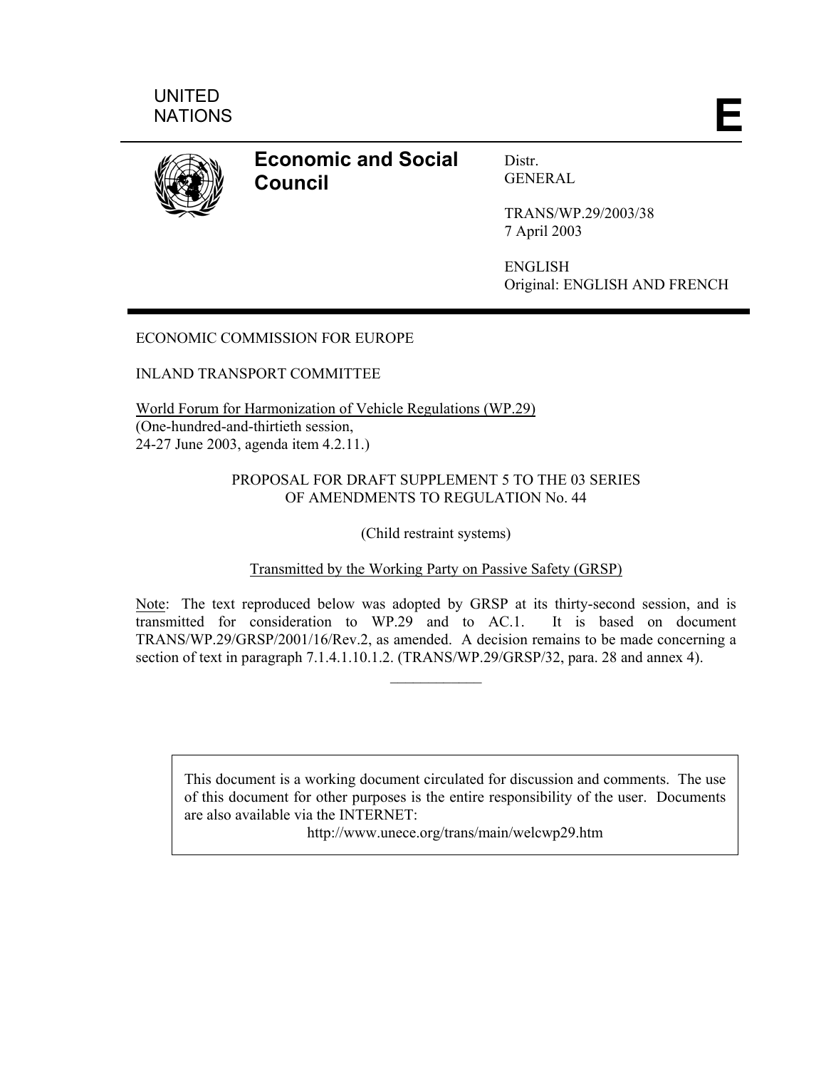UNITED
NATIONS

**E**

**Economic and Social Council**

Distr.
GENERAL

TRANS/WP.29/2003/38
7 April 2003

ENGLISH
Original: ENGLISH AND FRENCH

ECONOMIC COMMISSION FOR EUROPE

INLAND TRANSPORT COMMITTEE

World Forum for Harmonization of Vehicle Regulations (WP.29)
(One-hundred-and-thirtieth session,
24-27 June 2003, agenda item 4.2.11.)

PROPOSAL FOR DRAFT SUPPLEMENT 5 TO THE 03 SERIES
OF AMENDMENTS TO REGULATION No. 44

(Child restraint systems)

Transmitted by the Working Party on Passive Safety (GRSP)

Note: The text reproduced below was adopted by GRSP at its thirty-second session, and is transmitted for consideration to WP.29 and to AC.1. It is based on document TRANS/WP.29/GRSP/2001/16/Rev.2, as amended. A decision remains to be made concerning a section of text in paragraph 7.1.4.1.10.1.2. (TRANS/WP.29/GRSP/32, para. 28 and annex 4).

\_\_\_\_\_\_\_\_\_\_\_\_

This document is a working document circulated for discussion and comments. The use of this document for other purposes is the entire responsibility of the user. Documents are also available via the INTERNET:
http://www.unece.org/trans/main/welcwp29.htm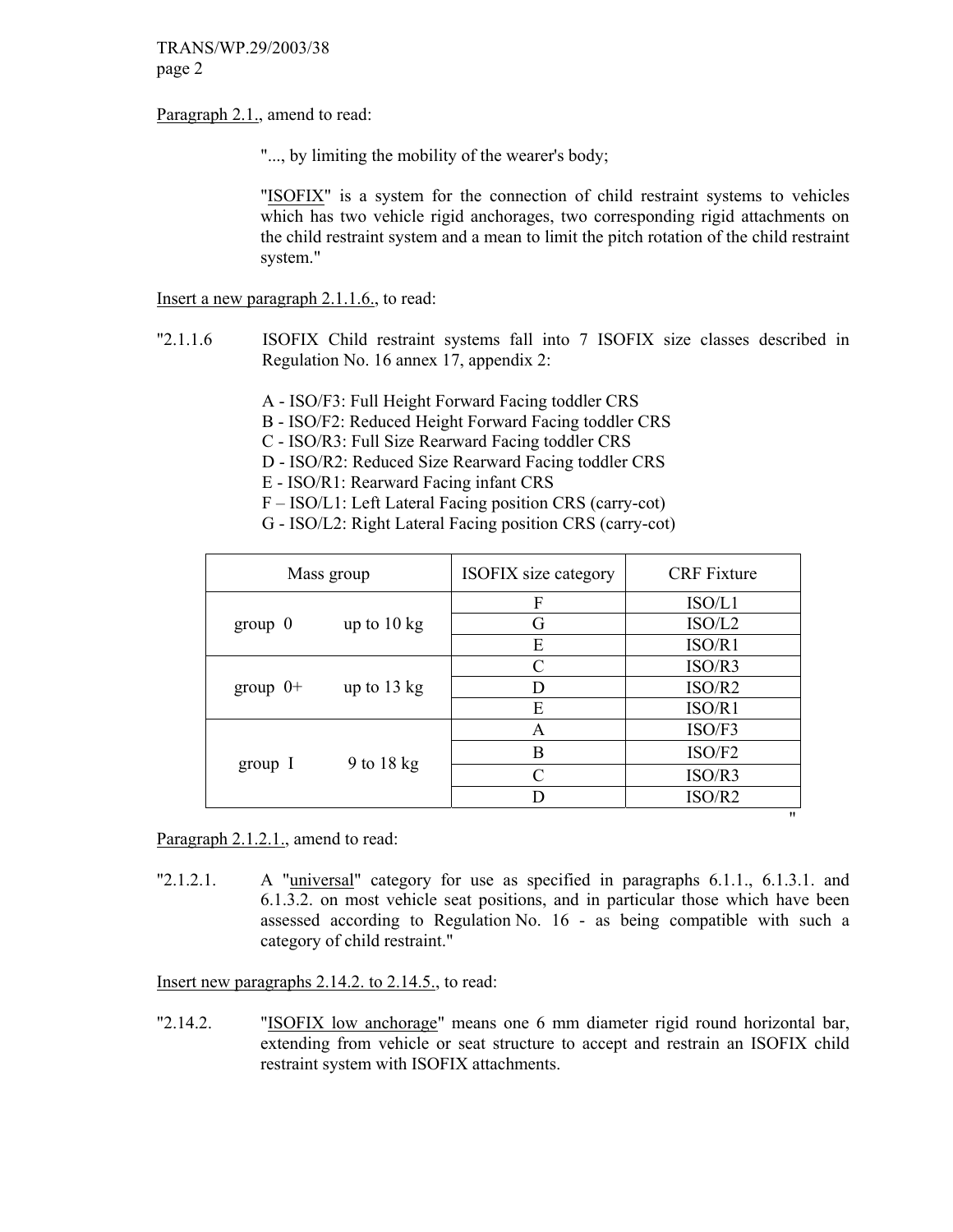Paragraph 2.1., amend to read:

"..., by limiting the mobility of the wearer's body;

"ISOFIX" is a system for the connection of child restraint systems to vehicles which has two vehicle rigid anchorages, two corresponding rigid attachments on the child restraint system and a mean to limit the pitch rotation of the child restraint system."

Insert a new paragraph 2.1.1.6., to read:

"2.1.1.6 ISOFIX Child restraint systems fall into 7 ISOFIX size classes described in Regulation No. 16 annex 17, appendix 2:

A - ISO/F3: Full Height Forward Facing toddler CRS
B - ISO/F2: Reduced Height Forward Facing toddler CRS
C - ISO/R3: Full Size Rearward Facing toddler CRS
D - ISO/R2: Reduced Size Rearward Facing toddler CRS
E - ISO/R1: Rearward Facing infant CRS
F – ISO/L1: Left Lateral Facing position CRS (carry-cot)
G - ISO/L2: Right Lateral Facing position CRS (carry-cot)

| Mass group | ISOFIX size category | CRF Fixture |
|---|---|---|
| group 0 up to 10 kg | F | ISO/L1 |
| | G | ISO/L2 |
| | E | ISO/R1 |
| group 0+ up to 13 kg | C | ISO/R3 |
| | D | ISO/R2 |
| | E | ISO/R1 |
| group I 9 to 18 kg | A | ISO/F3 |
| | B | ISO/F2 |
| | C | ISO/R3 |
| | D | ISO/R2 |

"

Paragraph 2.1.2.1., amend to read:

"2.1.2.1. A "universal" category for use as specified in paragraphs 6.1.1., 6.1.3.1. and 6.1.3.2. on most vehicle seat positions, and in particular those which have been assessed according to Regulation No. 16 - as being compatible with such a category of child restraint."

Insert new paragraphs 2.14.2. to 2.14.5., to read:

"2.14.2. "ISOFIX low anchorage" means one 6 mm diameter rigid round horizontal bar, extending from vehicle or seat structure to accept and restrain an ISOFIX child restraint system with ISOFIX attachments.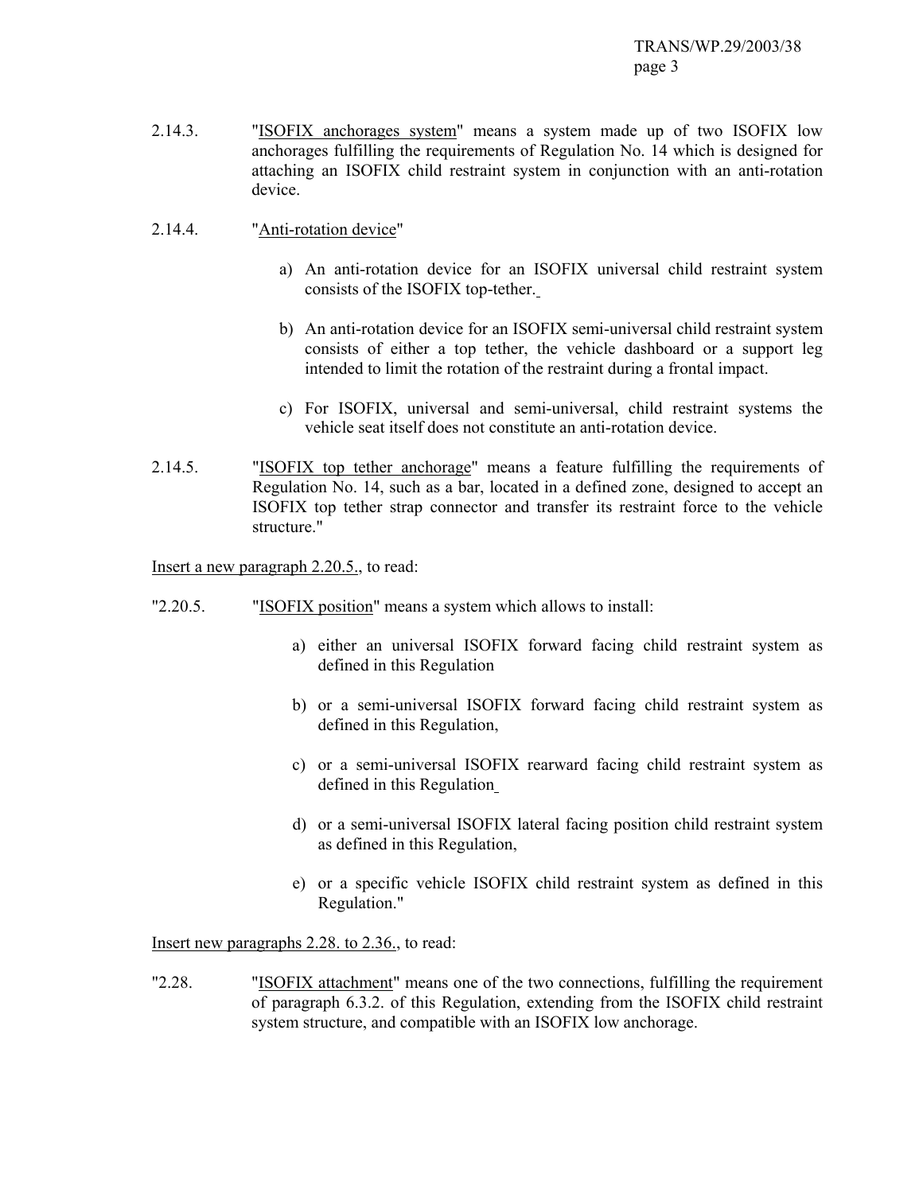2.14.3. "<u>ISOFIX anchorages system</u>" means a system made up of two ISOFIX low anchorages fulfilling the requirements of Regulation No. 14 which is designed for attaching an ISOFIX child restraint system in conjunction with an anti-rotation device.

2.14.4. "<u>Anti-rotation device</u>"

a) An anti-rotation device for an ISOFIX universal child restraint system consists of the ISOFIX top-tether.

b) An anti-rotation device for an ISOFIX semi-universal child restraint system consists of either a top tether, the vehicle dashboard or a support leg intended to limit the rotation of the restraint during a frontal impact.

c) For ISOFIX, universal and semi-universal, child restraint systems the vehicle seat itself does not constitute an anti-rotation device.

2.14.5. "<u>ISOFIX top tether anchorage</u>" means a feature fulfilling the requirements of Regulation No. 14, such as a bar, located in a defined zone, designed to accept an ISOFIX top tether strap connector and transfer its restraint force to the vehicle structure."

<u>Insert a new paragraph 2.20.5.</u>, to read:

"2.20.5. "<u>ISOFIX position</u>" means a system which allows to install:

a) either an universal ISOFIX forward facing child restraint system as defined in this Regulation

b) or a semi-universal ISOFIX forward facing child restraint system as defined in this Regulation,

c) or a semi-universal ISOFIX rearward facing child restraint system as defined in this Regulation

d) or a semi-universal ISOFIX lateral facing position child restraint system as defined in this Regulation,

e) or a specific vehicle ISOFIX child restraint system as defined in this Regulation."

<u>Insert new paragraphs 2.28. to 2.36.</u>, to read:

"2.28. "<u>ISOFIX attachment</u>" means one of the two connections, fulfilling the requirement of paragraph 6.3.2. of this Regulation, extending from the ISOFIX child restraint system structure, and compatible with an ISOFIX low anchorage.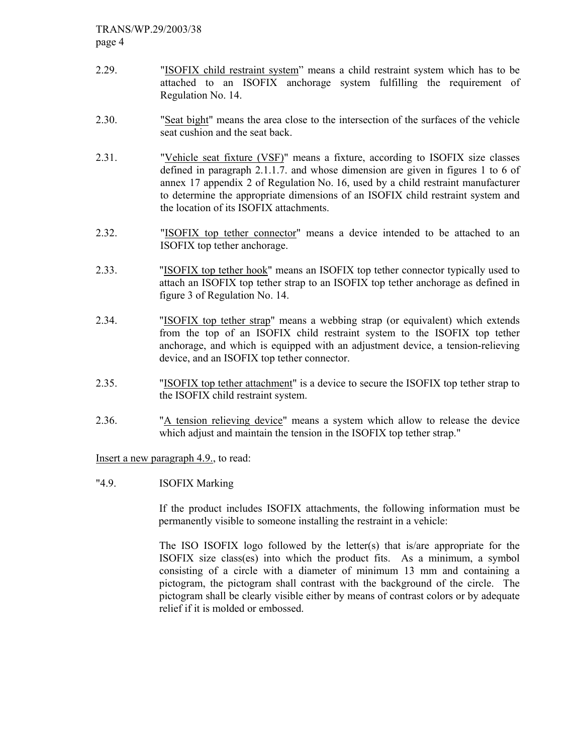2.29. "ISOFIX child restraint system” means a child restraint system which has to be attached to an ISOFIX anchorage system fulfilling the requirement of Regulation No. 14.

2.30. "Seat bight" means the area close to the intersection of the surfaces of the vehicle seat cushion and the seat back.

2.31. "Vehicle seat fixture (VSF)" means a fixture, according to ISOFIX size classes defined in paragraph 2.1.1.7. and whose dimension are given in figures 1 to 6 of annex 17 appendix 2 of Regulation No. 16, used by a child restraint manufacturer to determine the appropriate dimensions of an ISOFIX child restraint system and the location of its ISOFIX attachments.

2.32. "ISOFIX top tether connector" means a device intended to be attached to an ISOFIX top tether anchorage.

2.33. "ISOFIX top tether hook" means an ISOFIX top tether connector typically used to attach an ISOFIX top tether strap to an ISOFIX top tether anchorage as defined in figure 3 of Regulation No. 14.

2.34. "ISOFIX top tether strap" means a webbing strap (or equivalent) which extends from the top of an ISOFIX child restraint system to the ISOFIX top tether anchorage, and which is equipped with an adjustment device, a tension-relieving device, and an ISOFIX top tether connector.

2.35. "ISOFIX top tether attachment" is a device to secure the ISOFIX top tether strap to the ISOFIX child restraint system.

2.36. "A tension relieving device" means a system which allow to release the device which adjust and maintain the tension in the ISOFIX top tether strap."

Insert a new paragraph 4.9., to read:

"4.9. ISOFIX Marking

If the product includes ISOFIX attachments, the following information must be permanently visible to someone installing the restraint in a vehicle:

The ISO ISOFIX logo followed by the letter(s) that is/are appropriate for the ISOFIX size class(es) into which the product fits. As a minimum, a symbol consisting of a circle with a diameter of minimum 13 mm and containing a pictogram, the pictogram shall contrast with the background of the circle. The pictogram shall be clearly visible either by means of contrast colors or by adequate relief if it is molded or embossed.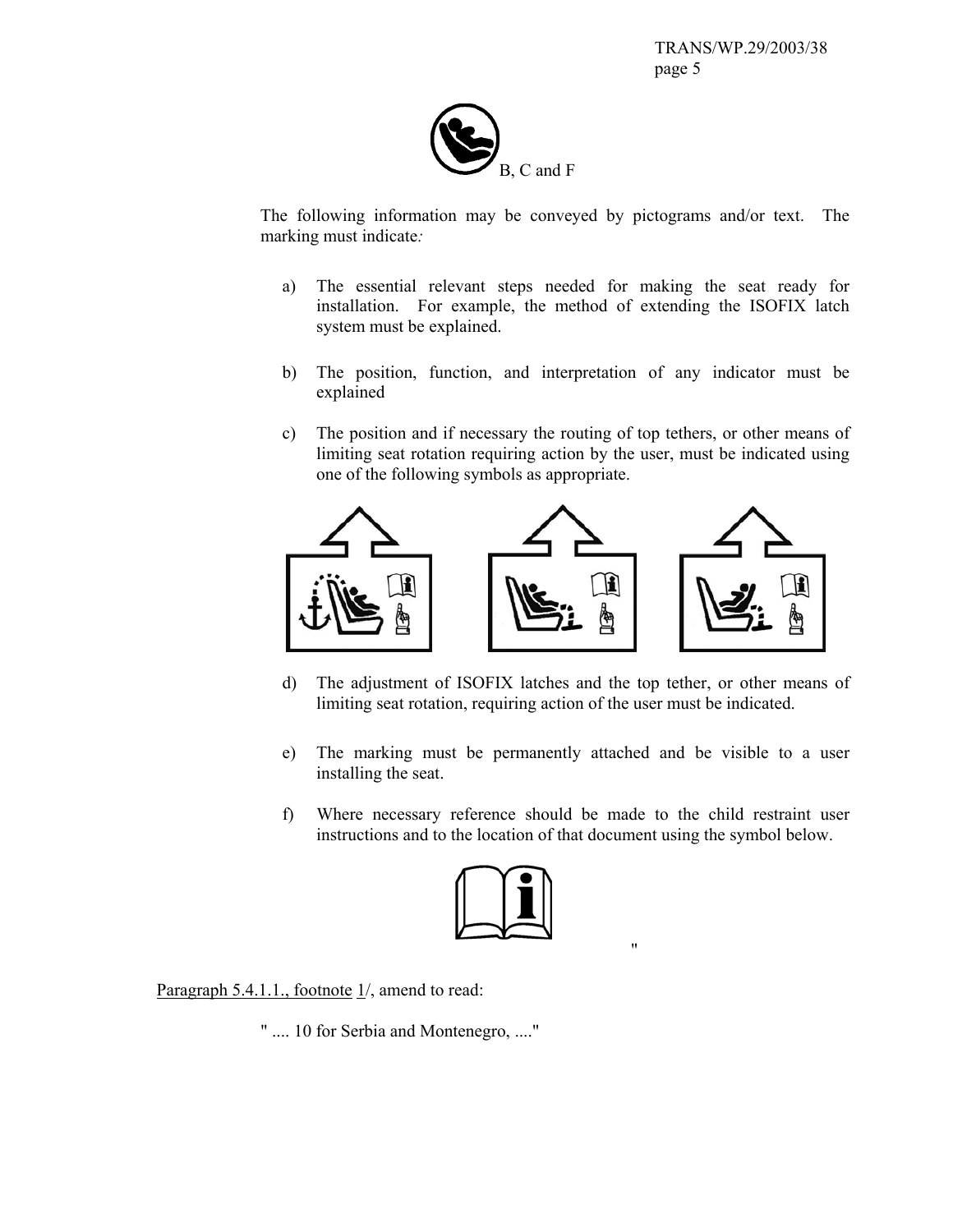B, C and F

The following information may be conveyed by pictograms and/or text. The marking must indicate:

a) The essential relevant steps needed for making the seat ready for installation. For example, the method of extending the ISOFIX latch system must be explained.

b) The position, function, and interpretation of any indicator must be explained

c) The position and if necessary the routing of top tethers, or other means of limiting seat rotation requiring action by the user, must be indicated using one of the following symbols as appropriate.

d) The adjustment of ISOFIX latches and the top tether, or other means of limiting seat rotation, requiring action of the user must be indicated.

e) The marking must be permanently attached and be visible to a user installing the seat.

f) Where necessary reference should be made to the child restraint user instructions and to the location of that document using the symbol below.

"

Paragraph 5.4.1.1., footnote 1/, amend to read:

" .... 10 for Serbia and Montenegro, ...."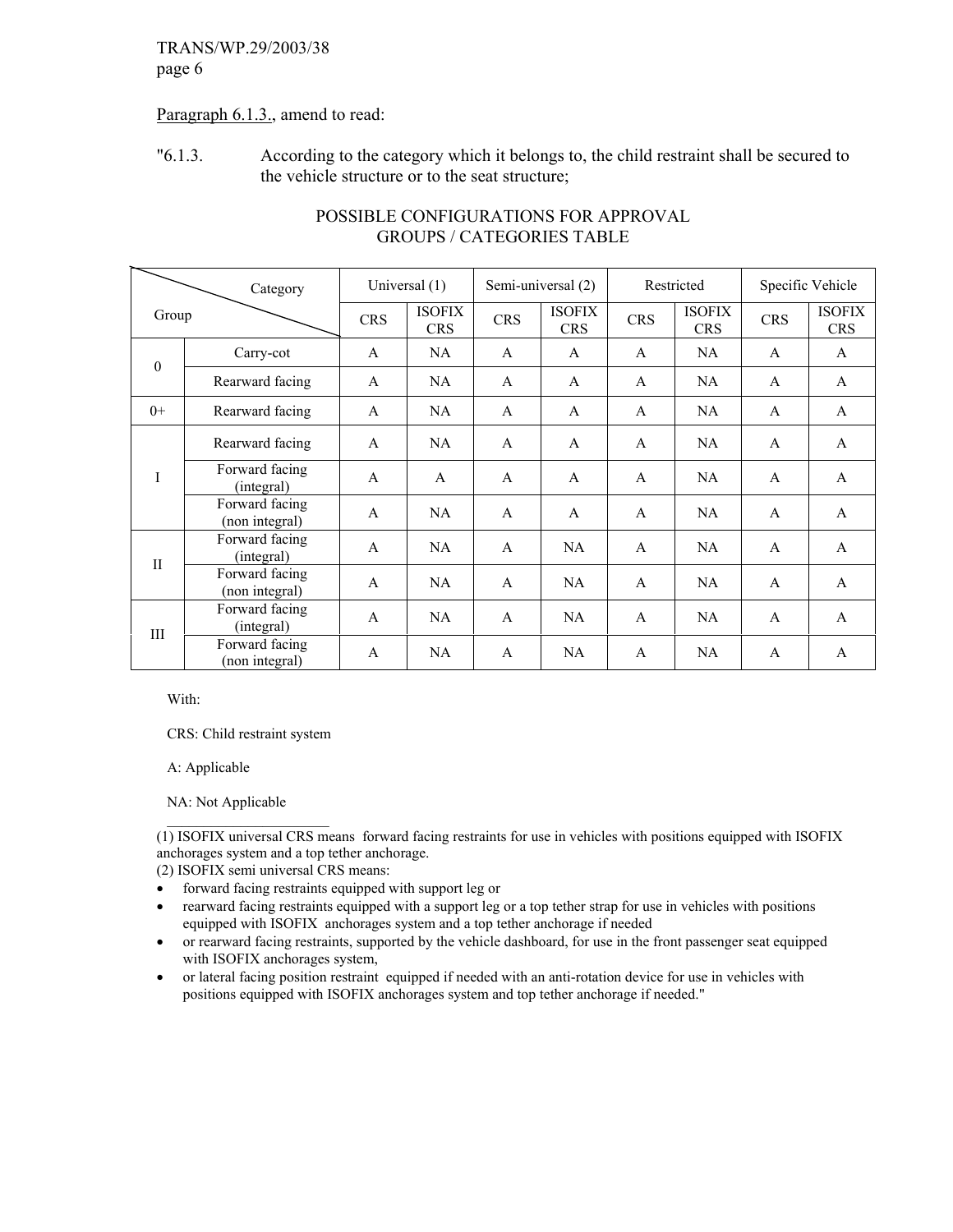Paragraph 6.1.3., amend to read:

"6.1.3. According to the category which it belongs to, the child restraint shall be secured to the vehicle structure or to the seat structure;

POSSIBLE CONFIGURATIONS FOR APPROVAL
GROUPS / CATEGORIES TABLE

| Group | Category | Universal (1) | | Semi-universal (2) | | Restricted | | Specific Vehicle | |
|---|---|---|---|---|---|---|---|---|---|
| | | CRS | ISOFIX CRS | CRS | ISOFIX CRS | CRS | ISOFIX CRS | CRS | ISOFIX CRS |
| 0 | Carry-cot | A | NA | A | A | A | NA | A | A |
| | Rearward facing | A | NA | A | A | A | NA | A | A |
| 0+ | Rearward facing | A | NA | A | A | A | NA | A | A |
| I | Rearward facing | A | NA | A | A | A | NA | A | A |
| | Forward facing (integral) | A | A | A | A | A | NA | A | A |
| | Forward facing (non integral) | A | NA | A | A | A | NA | A | A |
| II | Forward facing (integral) | A | NA | A | NA | A | NA | A | A |
| | Forward facing (non integral) | A | NA | A | NA | A | NA | A | A |
| III | Forward facing (integral) | A | NA | A | NA | A | NA | A | A |
| | Forward facing (non integral) | A | NA | A | NA | A | NA | A | A |

With:

CRS: Child restraint system

A: Applicable

NA: Not Applicable

---

(1) ISOFIX universal CRS means forward facing restraints for use in vehicles with positions equipped with ISOFIX anchorages system and a top tether anchorage.

(2) ISOFIX semi universal CRS means:

- forward facing restraints equipped with support leg or
- rearward facing restraints equipped with a support leg or a top tether strap for use in vehicles with positions equipped with ISOFIX anchorages system and a top tether anchorage if needed
- or rearward facing restraints, supported by the vehicle dashboard, for use in the front passenger seat equipped with ISOFIX anchorages system,
- or lateral facing position restraint equipped if needed with an anti-rotation device for use in vehicles with positions equipped with ISOFIX anchorages system and top tether anchorage if needed."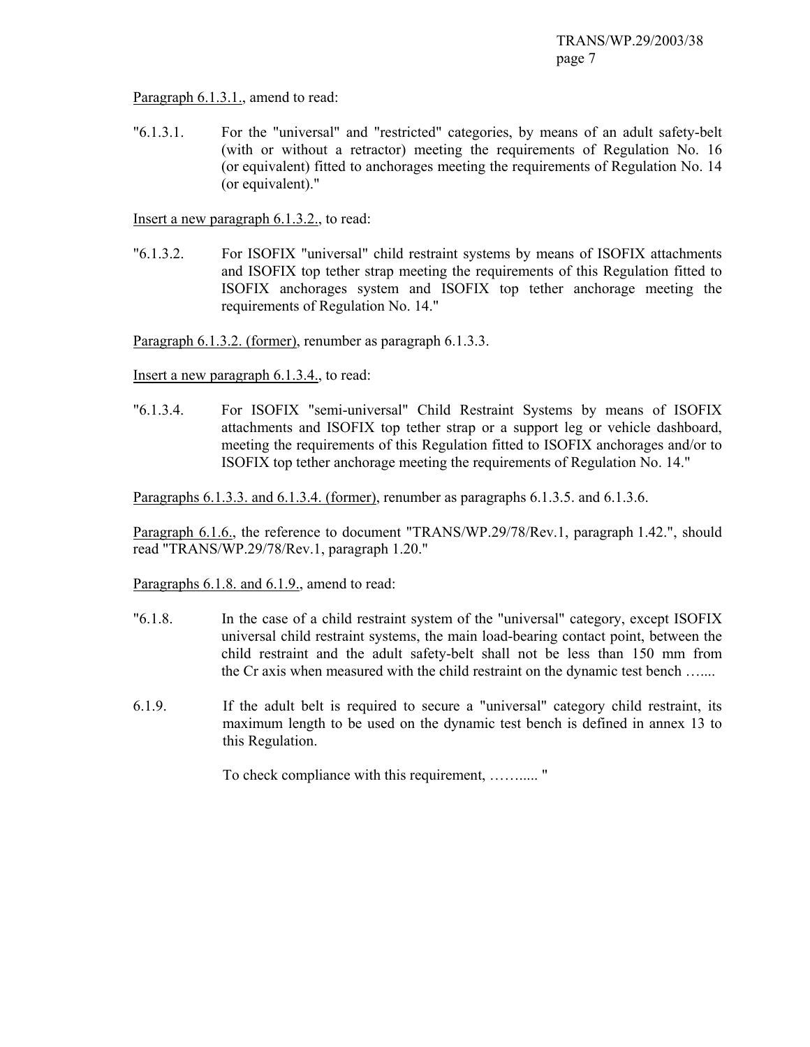Paragraph 6.1.3.1., amend to read:

"6.1.3.1. For the "universal" and "restricted" categories, by means of an adult safety-belt (with or without a retractor) meeting the requirements of Regulation No. 16 (or equivalent) fitted to anchorages meeting the requirements of Regulation No. 14 (or equivalent)."

Insert a new paragraph 6.1.3.2., to read:

"6.1.3.2. For ISOFIX "universal" child restraint systems by means of ISOFIX attachments and ISOFIX top tether strap meeting the requirements of this Regulation fitted to ISOFIX anchorages system and ISOFIX top tether anchorage meeting the requirements of Regulation No. 14."

Paragraph 6.1.3.2. (former), renumber as paragraph 6.1.3.3.

Insert a new paragraph 6.1.3.4., to read:

"6.1.3.4. For ISOFIX "semi-universal" Child Restraint Systems by means of ISOFIX attachments and ISOFIX top tether strap or a support leg or vehicle dashboard, meeting the requirements of this Regulation fitted to ISOFIX anchorages and/or to ISOFIX top tether anchorage meeting the requirements of Regulation No. 14."

Paragraphs 6.1.3.3. and 6.1.3.4. (former), renumber as paragraphs 6.1.3.5. and 6.1.3.6.

Paragraph 6.1.6., the reference to document "TRANS/WP.29/78/Rev.1, paragraph 1.42.", should read "TRANS/WP.29/78/Rev.1, paragraph 1.20."

Paragraphs 6.1.8. and 6.1.9., amend to read:

"6.1.8. In the case of a child restraint system of the "universal" category, except ISOFIX universal child restraint systems, the main load-bearing contact point, between the child restraint and the adult safety-belt shall not be less than 150 mm from the Cr axis when measured with the child restraint on the dynamic test bench …....

6.1.9. If the adult belt is required to secure a "universal" category child restraint, its maximum length to be used on the dynamic test bench is defined in annex 13 to this Regulation.

To check compliance with this requirement, ……..... "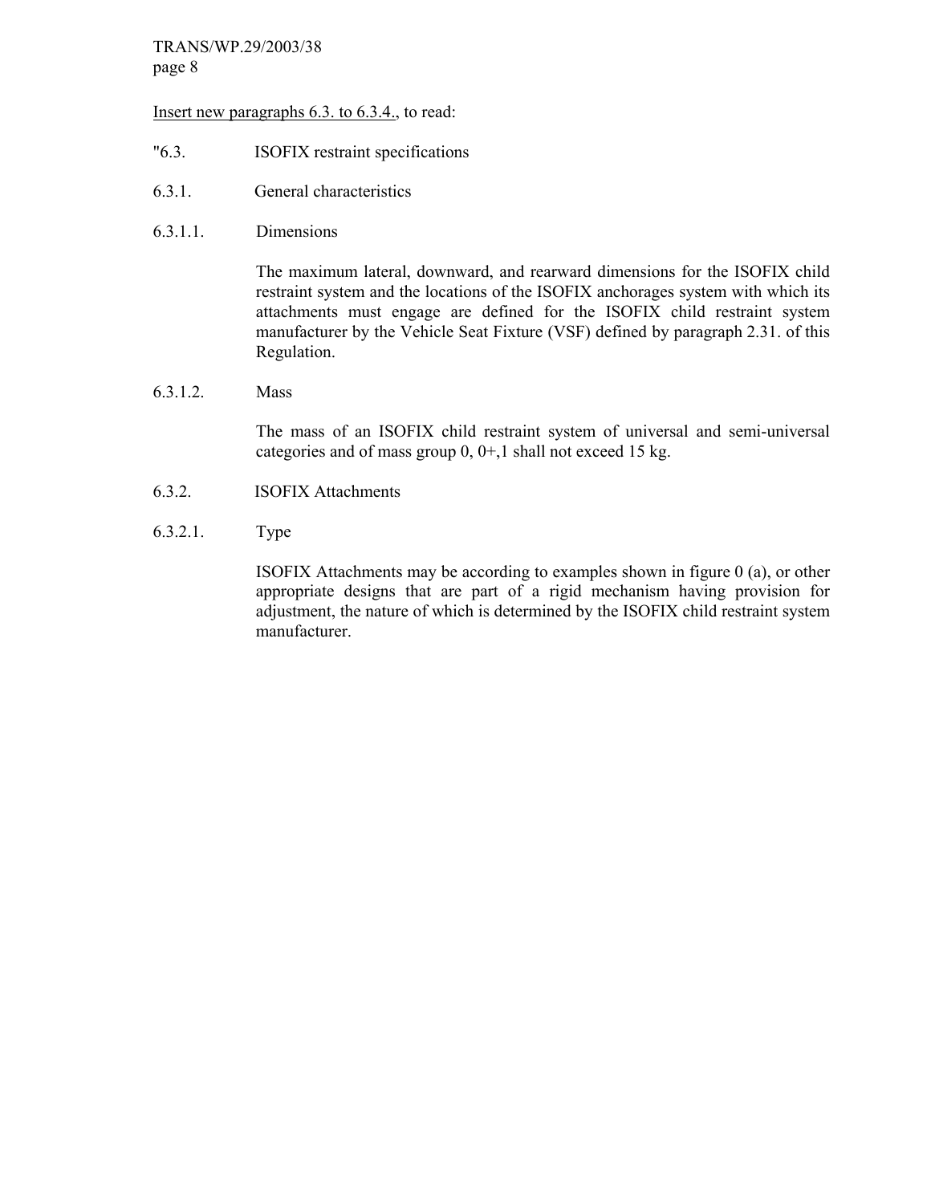Insert new paragraphs 6.3. to 6.3.4., to read:

"6.3. ISOFIX restraint specifications

6.3.1. General characteristics

6.3.1.1. Dimensions

The maximum lateral, downward, and rearward dimensions for the ISOFIX child restraint system and the locations of the ISOFIX anchorages system with which its attachments must engage are defined for the ISOFIX child restraint system manufacturer by the Vehicle Seat Fixture (VSF) defined by paragraph 2.31. of this Regulation.

6.3.1.2. Mass

The mass of an ISOFIX child restraint system of universal and semi-universal categories and of mass group 0, 0+,1 shall not exceed 15 kg.

6.3.2. ISOFIX Attachments

6.3.2.1. Type

ISOFIX Attachments may be according to examples shown in figure 0 (a), or other appropriate designs that are part of a rigid mechanism having provision for adjustment, the nature of which is determined by the ISOFIX child restraint system manufacturer.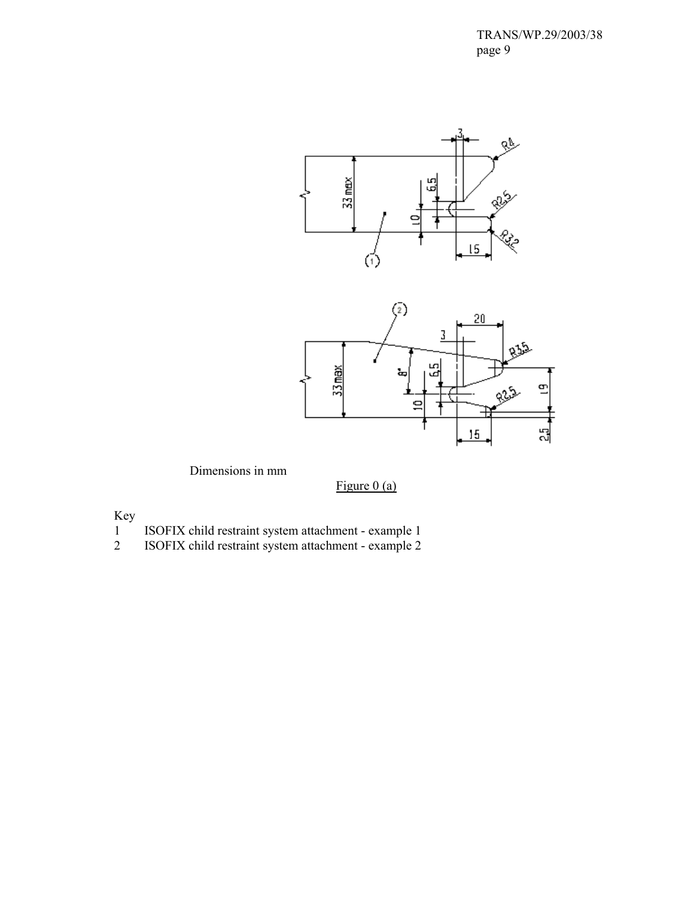Dimensions in mm

Figure 0 (a)

Key

1 ISOFIX child restraint system attachment - example 1

2 ISOFIX child restraint system attachment - example 2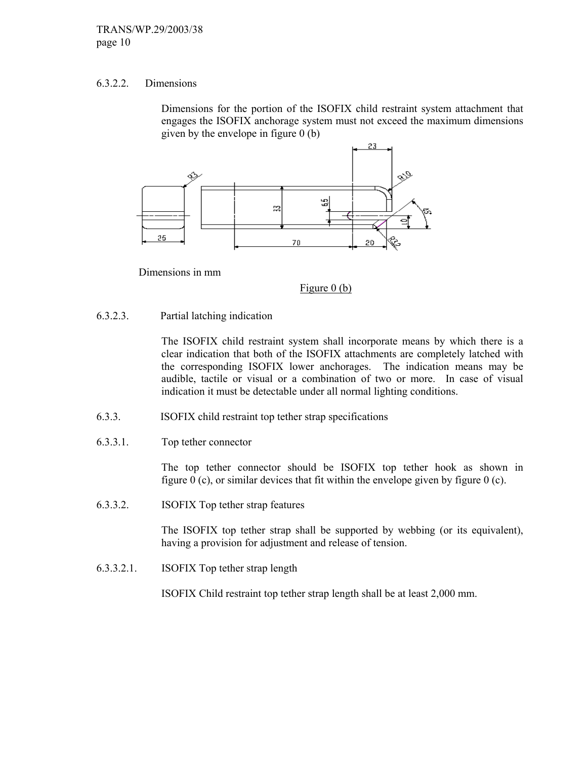6.3.2.2. Dimensions

Dimensions for the portion of the ISOFIX child restraint system attachment that engages the ISOFIX anchorage system must not exceed the maximum dimensions given by the envelope in figure 0 (b)

Dimensions in mm

Figure 0 (b)

6.3.2.3. Partial latching indication

The ISOFIX child restraint system shall incorporate means by which there is a clear indication that both of the ISOFIX attachments are completely latched with the corresponding ISOFIX lower anchorages. The indication means may be audible, tactile or visual or a combination of two or more. In case of visual indication it must be detectable under all normal lighting conditions.

6.3.3. ISOFIX child restraint top tether strap specifications

6.3.3.1. Top tether connector

The top tether connector should be ISOFIX top tether hook as shown in figure 0 (c), or similar devices that fit within the envelope given by figure 0 (c).

6.3.3.2. ISOFIX Top tether strap features

The ISOFIX top tether strap shall be supported by webbing (or its equivalent), having a provision for adjustment and release of tension.

6.3.3.2.1. ISOFIX Top tether strap length

ISOFIX Child restraint top tether strap length shall be at least 2,000 mm.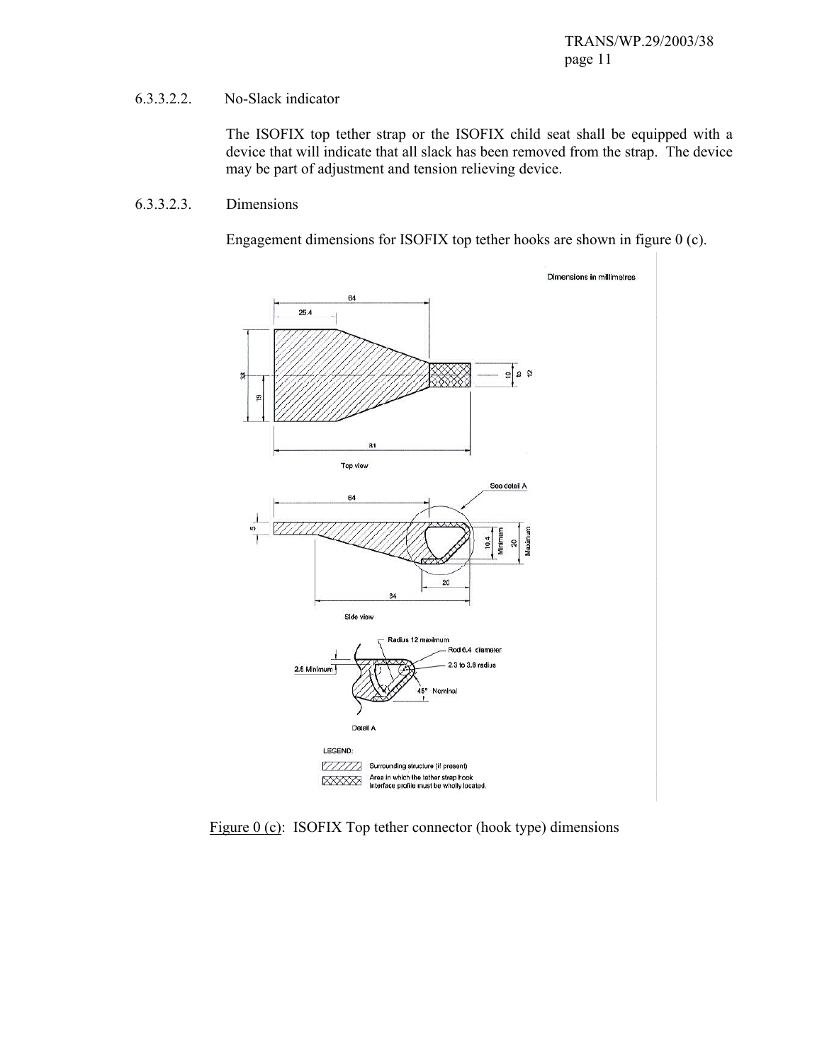6.3.3.2.2. No-Slack indicator

The ISOFIX top tether strap or the ISOFIX child seat shall be equipped with a device that will indicate that all slack has been removed from the strap. The device may be part of adjustment and tension relieving device.

6.3.3.2.3. Dimensions

Engagement dimensions for ISOFIX top tether hooks are shown in figure 0 (c).

Figure 0 (c): ISOFIX Top tether connector (hook type) dimensions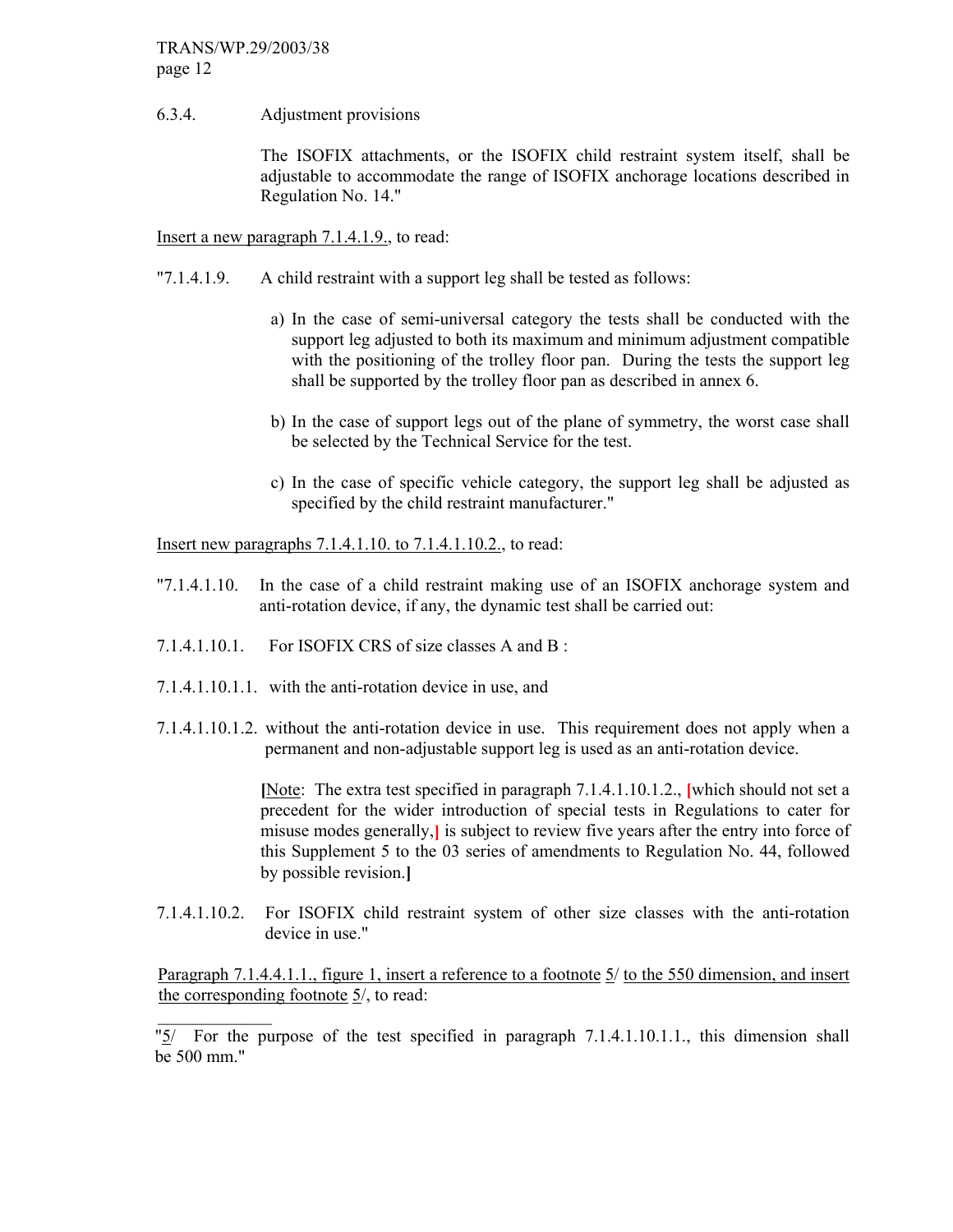6.3.4. Adjustment provisions

The ISOFIX attachments, or the ISOFIX child restraint system itself, shall be adjustable to accommodate the range of ISOFIX anchorage locations described in Regulation No. 14."

<u>Insert a new paragraph 7.1.4.1.9.</u>, to read:

"7.1.4.1.9. A child restraint with a support leg shall be tested as follows:

a) In the case of semi-universal category the tests shall be conducted with the support leg adjusted to both its maximum and minimum adjustment compatible with the positioning of the trolley floor pan. During the tests the support leg shall be supported by the trolley floor pan as described in annex 6.

b) In the case of support legs out of the plane of symmetry, the worst case shall be selected by the Technical Service for the test.

c) In the case of specific vehicle category, the support leg shall be adjusted as specified by the child restraint manufacturer."

<u>Insert new paragraphs 7.1.4.1.10. to 7.1.4.1.10.2.</u>, to read:

"7.1.4.1.10. In the case of a child restraint making use of an ISOFIX anchorage system and anti-rotation device, if any, the dynamic test shall be carried out:

7.1.4.1.10.1. For ISOFIX CRS of size classes A and B :

7.1.4.1.10.1.1. with the anti-rotation device in use, and

7.1.4.1.10.1.2. without the anti-rotation device in use. This requirement does not apply when a permanent and non-adjustable support leg is used as an anti-rotation device.

**[**<u>Note</u>: The extra test specified in paragraph 7.1.4.1.10.1.2., [which should not set a precedent for the wider introduction of special tests in Regulations to cater for misuse modes generally,] is subject to review five years after the entry into force of this Supplement 5 to the 03 series of amendments to Regulation No. 44, followed by possible revision.**]**

7.1.4.1.10.2. For ISOFIX child restraint system of other size classes with the anti-rotation device in use."

<u>Paragraph 7.1.4.4.1.1., figure 1, insert a reference to a footnote 5/ to the 550 dimension, and insert the corresponding footnote 5/</u>, to read:

---

"<u>5</u>/ For the purpose of the test specified in paragraph 7.1.4.1.10.1.1., this dimension shall be 500 mm."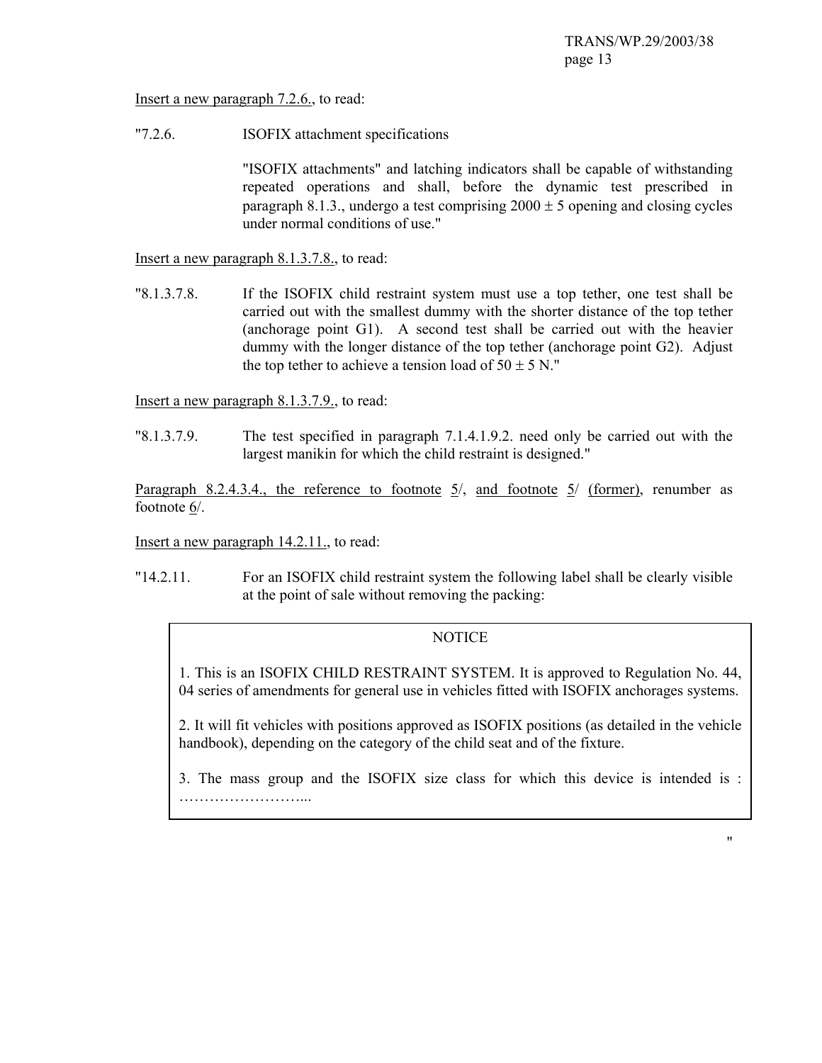Insert a new paragraph 7.2.6., to read:

"7.2.6. ISOFIX attachment specifications

"ISOFIX attachments" and latching indicators shall be capable of withstanding repeated operations and shall, before the dynamic test prescribed in paragraph 8.1.3., undergo a test comprising 2000 ± 5 opening and closing cycles under normal conditions of use."

Insert a new paragraph 8.1.3.7.8., to read:

"8.1.3.7.8. If the ISOFIX child restraint system must use a top tether, one test shall be carried out with the smallest dummy with the shorter distance of the top tether (anchorage point G1). A second test shall be carried out with the heavier dummy with the longer distance of the top tether (anchorage point G2). Adjust the top tether to achieve a tension load of 50 ± 5 N."

Insert a new paragraph 8.1.3.7.9., to read:

"8.1.3.7.9. The test specified in paragraph 7.1.4.1.9.2. need only be carried out with the largest manikin for which the child restraint is designed."

Paragraph 8.2.4.3.4., the reference to footnote 5/, and footnote 5/ (former), renumber as footnote 6/.

Insert a new paragraph 14.2.11., to read:

"14.2.11. For an ISOFIX child restraint system the following label shall be clearly visible at the point of sale without removing the packing:

NOTICE

1. This is an ISOFIX CHILD RESTRAINT SYSTEM. It is approved to Regulation No. 44, 04 series of amendments for general use in vehicles fitted with ISOFIX anchorages systems.

2. It will fit vehicles with positions approved as ISOFIX positions (as detailed in the vehicle handbook), depending on the category of the child seat and of the fixture.

3. The mass group and the ISOFIX size class for which this device is intended is : ……………………...

"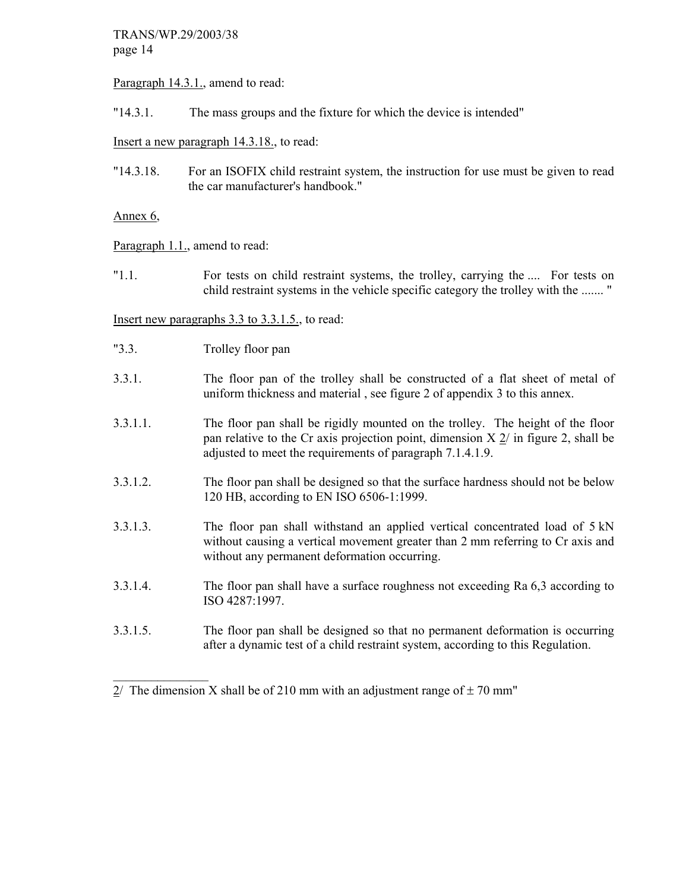Paragraph 14.3.1., amend to read:

"14.3.1. The mass groups and the fixture for which the device is intended"

Insert a new paragraph 14.3.18., to read:

"14.3.18. For an ISOFIX child restraint system, the instruction for use must be given to read the car manufacturer's handbook."

Annex 6,

Paragraph 1.1., amend to read:

"1.1. For tests on child restraint systems, the trolley, carrying the .... For tests on child restraint systems in the vehicle specific category the trolley with the ....... "

Insert new paragraphs 3.3 to 3.3.1.5., to read:

"3.3. Trolley floor pan

3.3.1. The floor pan of the trolley shall be constructed of a flat sheet of metal of uniform thickness and material , see figure 2 of appendix 3 to this annex.

3.3.1.1. The floor pan shall be rigidly mounted on the trolley. The height of the floor pan relative to the Cr axis projection point, dimension X 2/ in figure 2, shall be adjusted to meet the requirements of paragraph 7.1.4.1.9.

3.3.1.2. The floor pan shall be designed so that the surface hardness should not be below 120 HB, according to EN ISO 6506-1:1999.

3.3.1.3. The floor pan shall withstand an applied vertical concentrated load of 5 kN without causing a vertical movement greater than 2 mm referring to Cr axis and without any permanent deformation occurring.

3.3.1.4. The floor pan shall have a surface roughness not exceeding Ra 6,3 according to ISO 4287:1997.

3.3.1.5. The floor pan shall be designed so that no permanent deformation is occurring after a dynamic test of a child restraint system, according to this Regulation.

---

2/ The dimension X shall be of 210 mm with an adjustment range of ± 70 mm"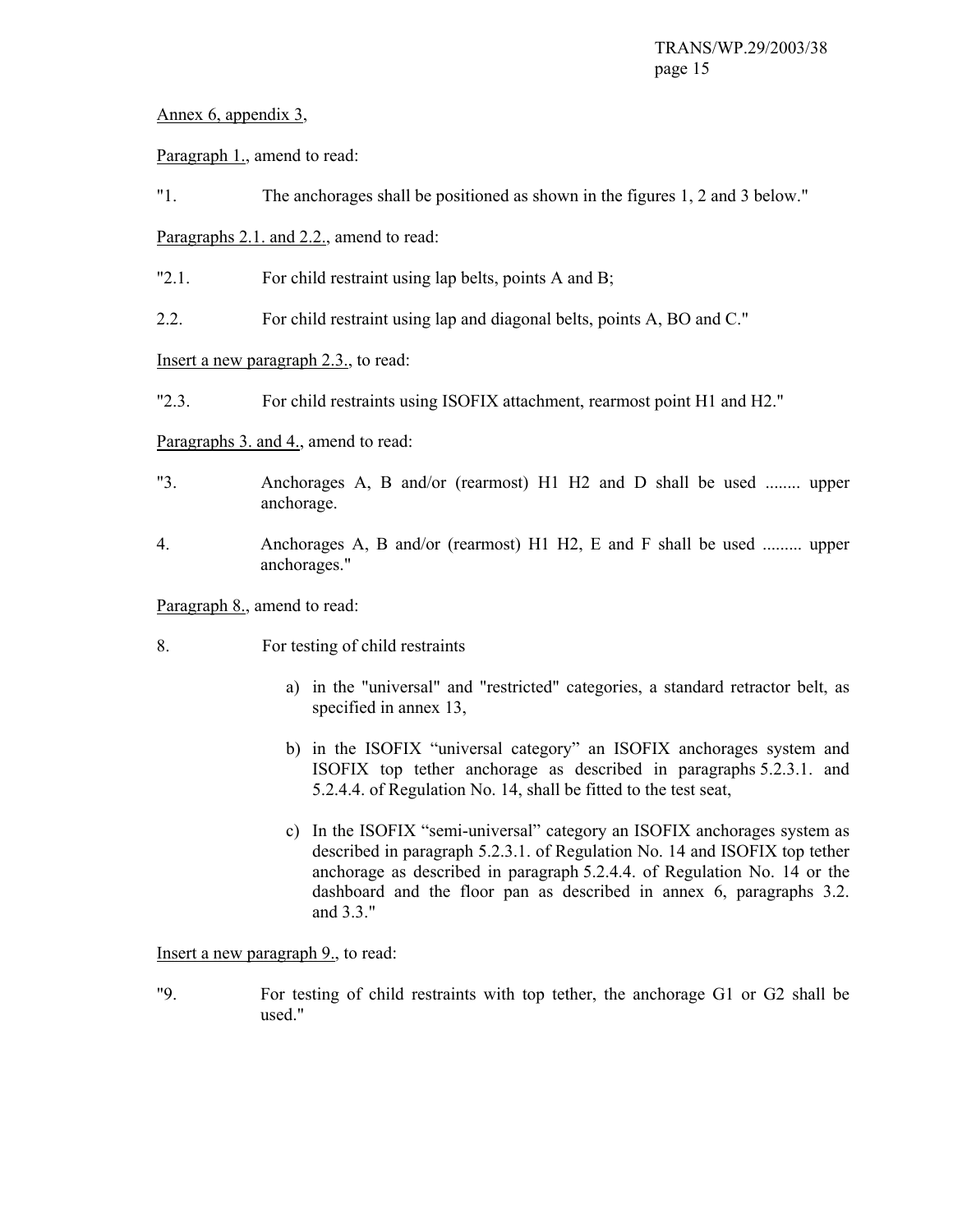Annex 6, appendix 3,

Paragraph 1., amend to read:

"1. The anchorages shall be positioned as shown in the figures 1, 2 and 3 below."

Paragraphs 2.1. and 2.2., amend to read:

"2.1. For child restraint using lap belts, points A and B;

2.2. For child restraint using lap and diagonal belts, points A, BO and C."

Insert a new paragraph 2.3., to read:

"2.3. For child restraints using ISOFIX attachment, rearmost point H1 and H2."

Paragraphs 3. and 4., amend to read:

"3. Anchorages A, B and/or (rearmost) H1 H2 and D shall be used ........ upper anchorage.

4. Anchorages A, B and/or (rearmost) H1 H2, E and F shall be used ......... upper anchorages."

Paragraph 8., amend to read:

8. For testing of child restraints

a) in the "universal" and "restricted" categories, a standard retractor belt, as specified in annex 13,

b) in the ISOFIX "universal category" an ISOFIX anchorages system and ISOFIX top tether anchorage as described in paragraphs 5.2.3.1. and 5.2.4.4. of Regulation No. 14, shall be fitted to the test seat,

c) In the ISOFIX "semi-universal" category an ISOFIX anchorages system as described in paragraph 5.2.3.1. of Regulation No. 14 and ISOFIX top tether anchorage as described in paragraph 5.2.4.4. of Regulation No. 14 or the dashboard and the floor pan as described in annex 6, paragraphs 3.2. and 3.3."

Insert a new paragraph 9., to read:

"9. For testing of child restraints with top tether, the anchorage G1 or G2 shall be used."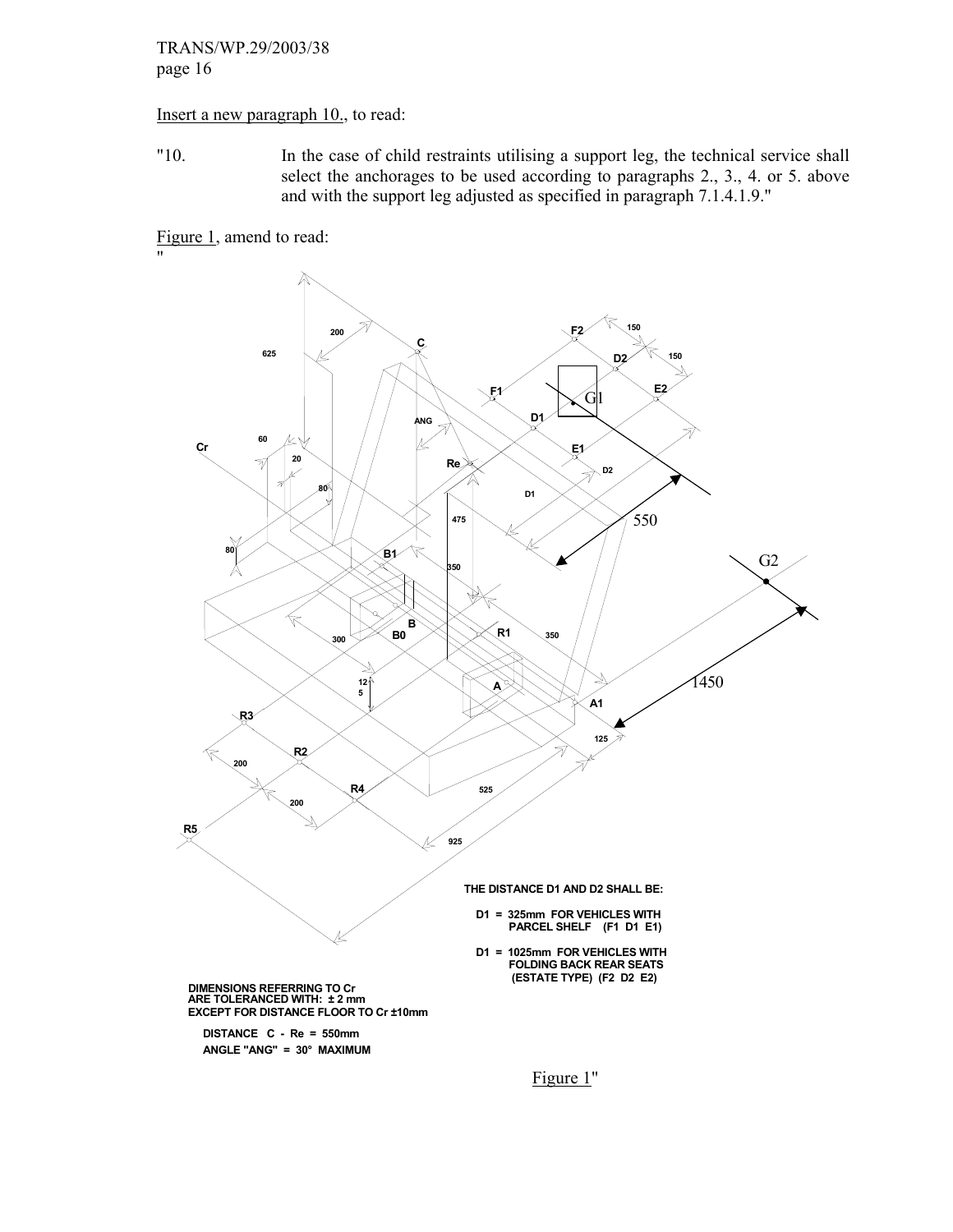Insert a new paragraph 10., to read:

"10. In the case of child restraints utilising a support leg, the technical service shall select the anchorages to be used according to paragraphs 2., 3., 4. or 5. above and with the support leg adjusted as specified in paragraph 7.1.4.1.9."

Figure 1, amend to read:

"

THE DISTANCE D1 AND D2 SHALL BE:

D1 = 325mm FOR VEHICLES WITH PARCEL SHELF (F1 D1 E1)

D1 = 1025mm FOR VEHICLES WITH FOLDING BACK REAR SEATS (ESTATE TYPE) (F2 D2 E2)

DIMENSIONS REFERRING TO Cr ARE TOLERANCED WITH: ± 2 mm EXCEPT FOR DISTANCE FLOOR TO Cr ±10mm

DISTANCE C - Re = 550mm

ANGLE "ANG" = 30° MAXIMUM

Figure 1"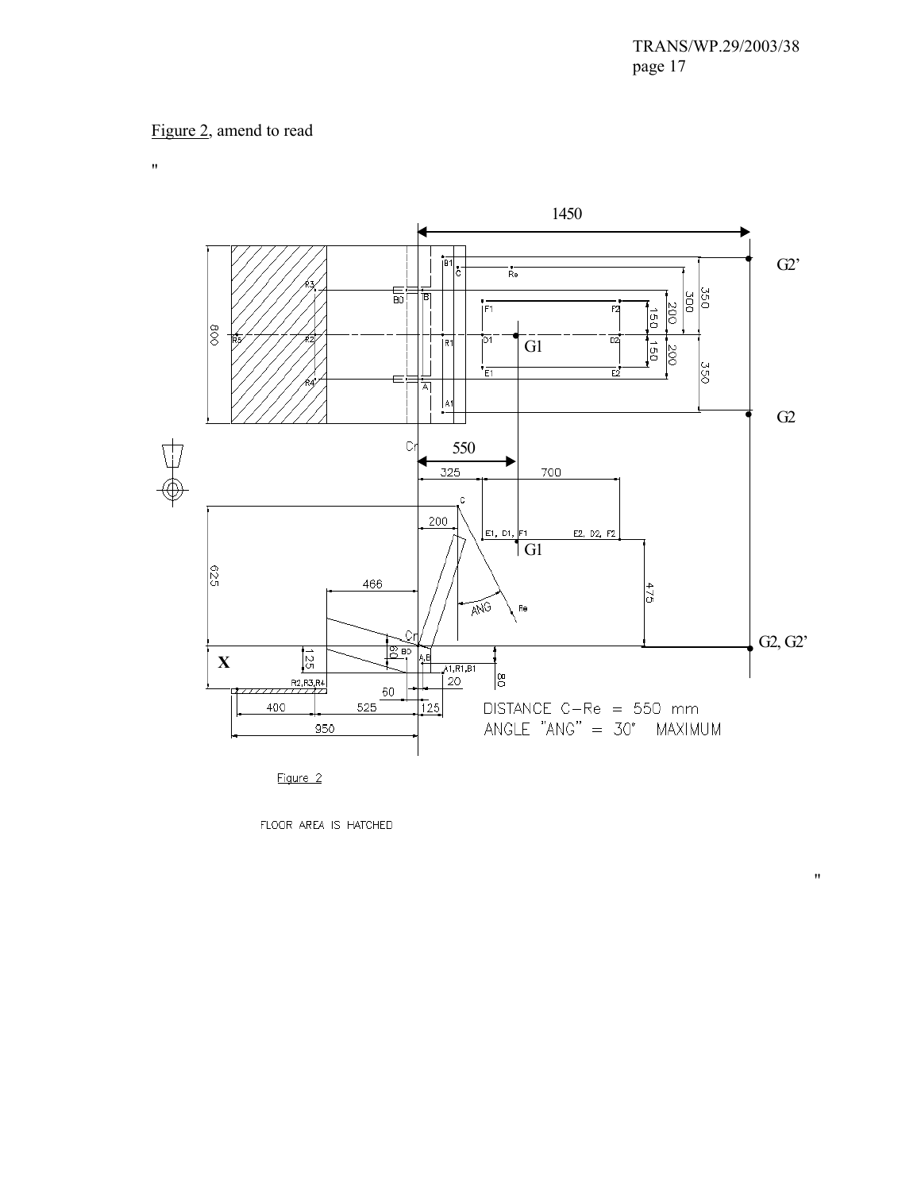Figure 2, amend to read

"

Figure 2

FLOOR AREA IS HATCHED

"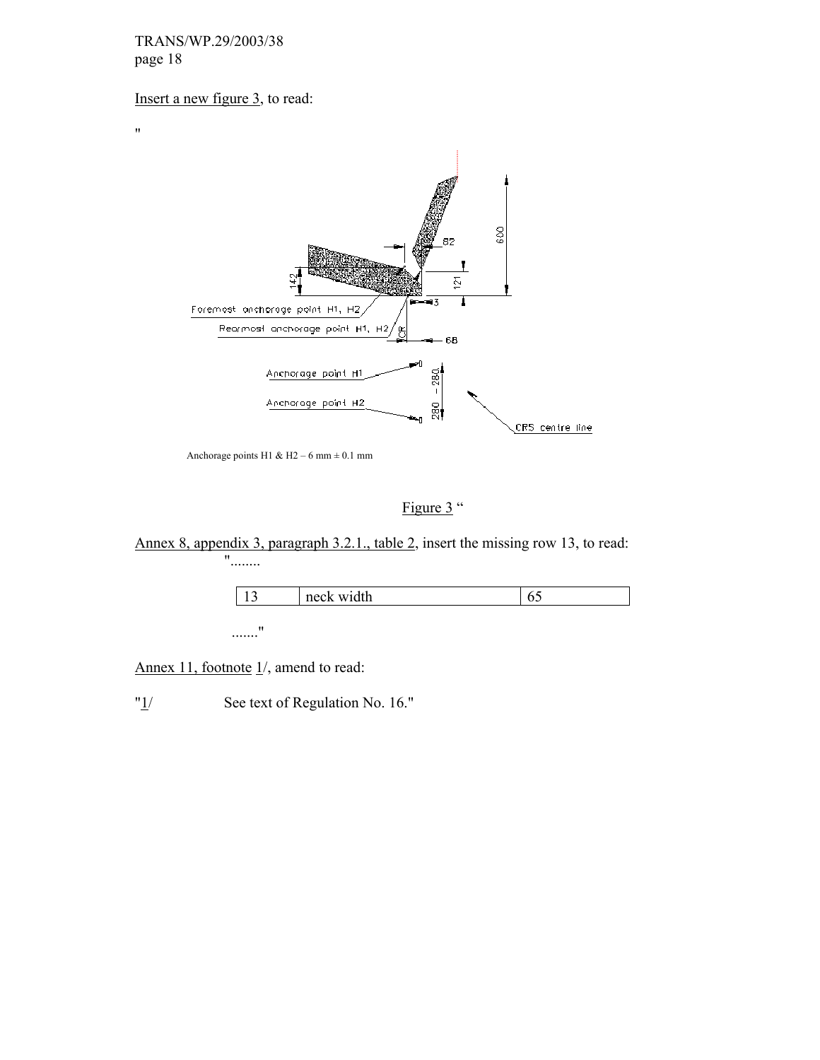Insert a new figure 3, to read:

"

Anchorage points H1 & H2 – 6 mm ± 0.1 mm

Figure 3 "

Annex 8, appendix 3, paragraph 3.2.1., table 2, insert the missing row 13, to read:

"........

| 13 | neck width | 65 |
|---|---|---|

......."

Annex 11, footnote 1/, amend to read:

"1/ See text of Regulation No. 16."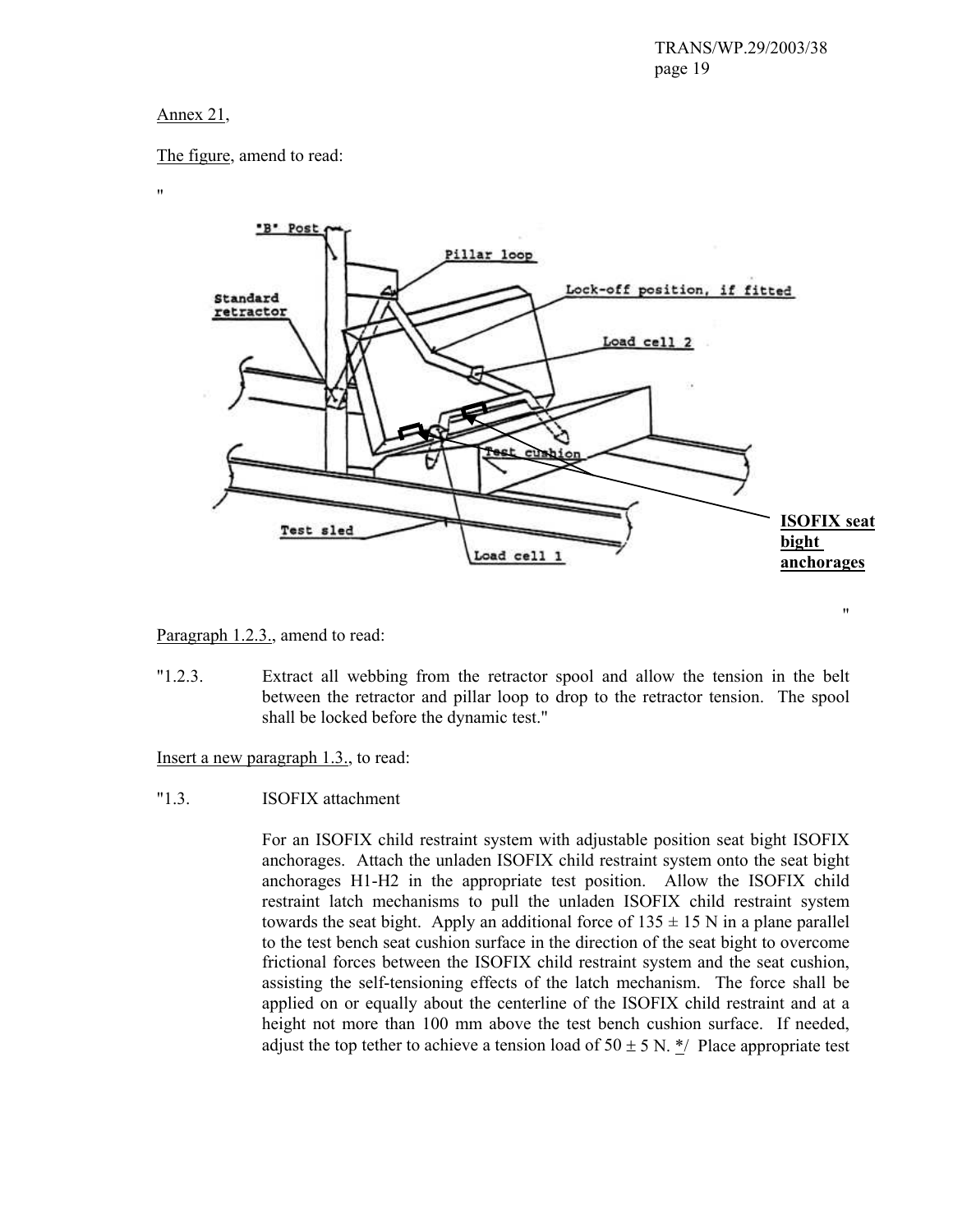Annex 21,

The figure, amend to read:

"

"

Paragraph 1.2.3., amend to read:

"1.2.3. Extract all webbing from the retractor spool and allow the tension in the belt between the retractor and pillar loop to drop to the retractor tension. The spool shall be locked before the dynamic test."

Insert a new paragraph 1.3., to read:

"1.3. ISOFIX attachment

For an ISOFIX child restraint system with adjustable position seat bight ISOFIX anchorages. Attach the unladen ISOFIX child restraint system onto the seat bight anchorages H1-H2 in the appropriate test position. Allow the ISOFIX child restraint latch mechanisms to pull the unladen ISOFIX child restraint system towards the seat bight. Apply an additional force of 135 ± 15 N in a plane parallel to the test bench seat cushion surface in the direction of the seat bight to overcome frictional forces between the ISOFIX child restraint system and the seat cushion, assisting the self-tensioning effects of the latch mechanism. The force shall be applied on or equally about the centerline of the ISOFIX child restraint and at a height not more than 100 mm above the test bench cushion surface. If needed, adjust the top tether to achieve a tension load of 50 ± 5 N. */ Place appropriate test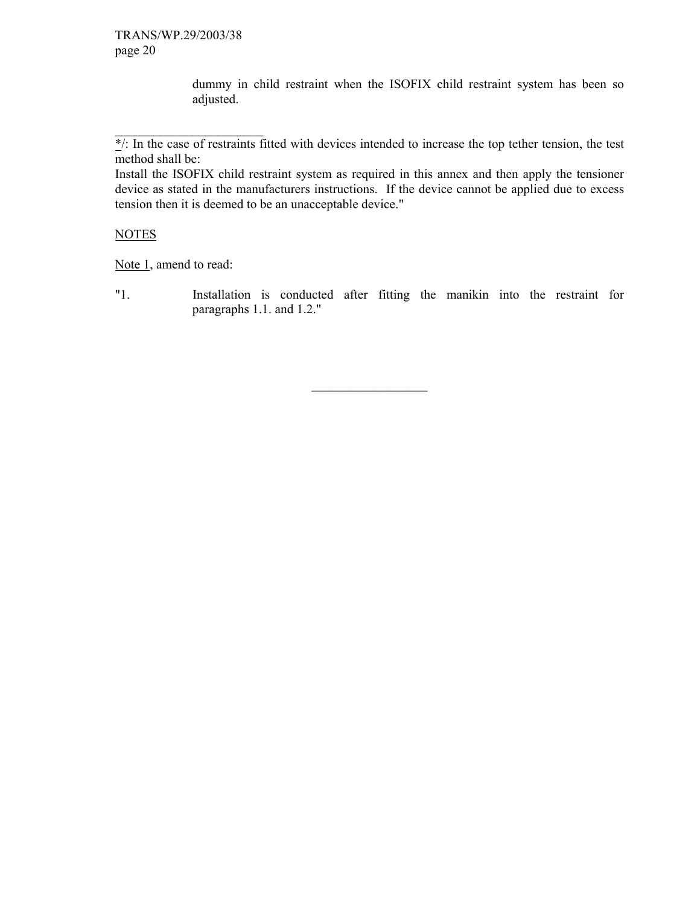dummy in child restraint when the ISOFIX child restraint system has been so adjusted.

_______________________

*/: In the case of restraints fitted with devices intended to increase the top tether tension, the test method shall be:
Install the ISOFIX child restraint system as required in this annex and then apply the tensioner device as stated in the manufacturers instructions. If the device cannot be applied due to excess tension then it is deemed to be an unacceptable device."

NOTES

Note 1, amend to read:

"1. Installation is conducted after fitting the manikin into the restraint for paragraphs 1.1. and 1.2."

__________________